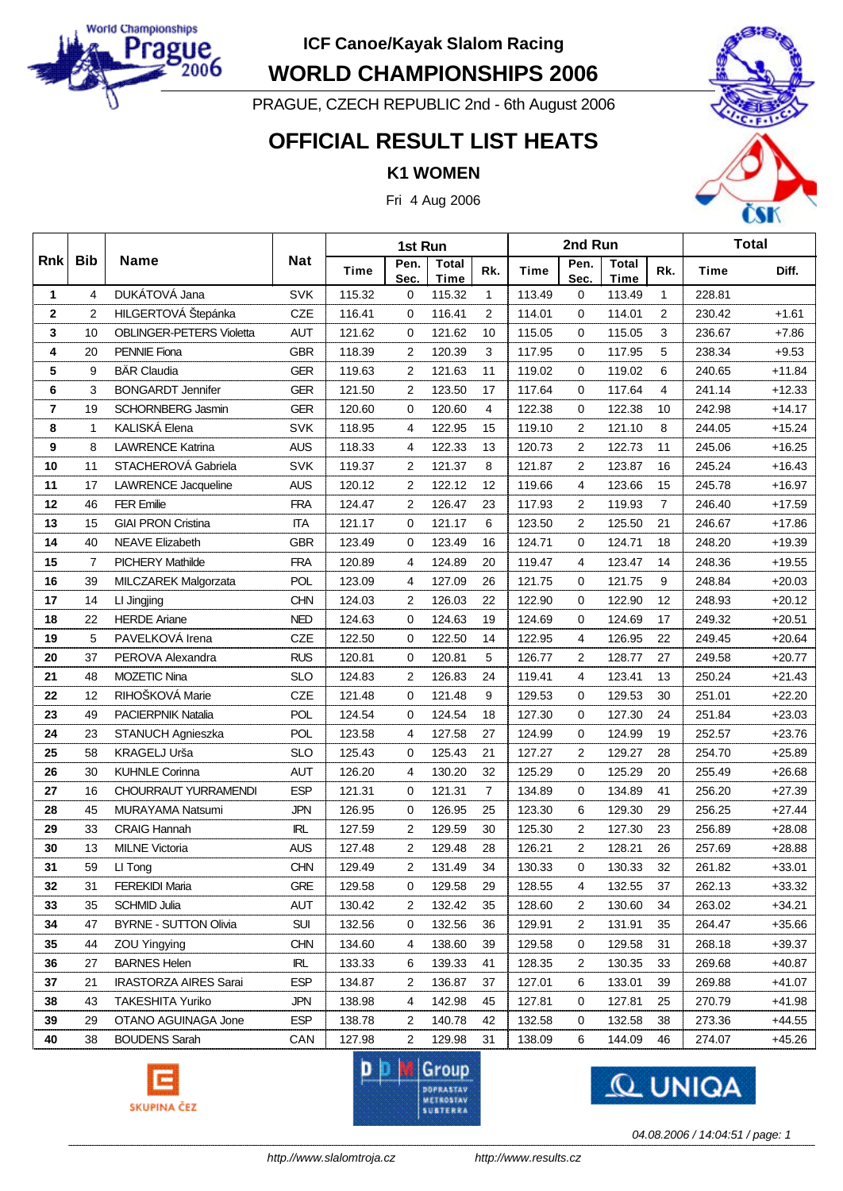ICF Canoe/Kayak Slalom Racing

# WORLD CHAMPIONSHIPS 2006

PRAGUE, CZECH REPUBLIC 2nd - 6th August 2006

## OFFICIAL RESULT LIST HEATS

### K1 WOMEN

Fri 4 Aug 2006

| Rnk | Bib | Name | Nat | 1st Run | | | | 2nd Run | | | | Total | |
|---|---|---|---|---|---|---|---|---|---|---|---|---|---|
| | | | | Time | Pen. Sec. | Total Time | Rk. | Time | Pen. Sec. | Total Time | Rk. | Time | Diff. |
| 1 | 4 | DUKÁTOVÁ Jana | SVK | 115.32 | 0 | 115.32 | 1 | 113.49 | 0 | 113.49 | 1 | 228.81 | |
| 2 | 2 | HILGERTOVÁ Štěpánka | CZE | 116.41 | 0 | 116.41 | 2 | 114.01 | 0 | 114.01 | 2 | 230.42 | +1.61 |
| 3 | 10 | OBLINGER-PETERS Violetta | AUT | 121.62 | 0 | 121.62 | 10 | 115.05 | 0 | 115.05 | 3 | 236.67 | +7.86 |
| 4 | 20 | PENNIE Fiona | GBR | 118.39 | 2 | 120.39 | 3 | 117.95 | 0 | 117.95 | 5 | 238.34 | +9.53 |
| 5 | 9 | BÄR Claudia | GER | 119.63 | 2 | 121.63 | 11 | 119.02 | 0 | 119.02 | 6 | 240.65 | +11.84 |
| 6 | 3 | BONGARDT Jennifer | GER | 121.50 | 2 | 123.50 | 17 | 117.64 | 0 | 117.64 | 4 | 241.14 | +12.33 |
| 7 | 19 | SCHORNBERG Jasmin | GER | 120.60 | 0 | 120.60 | 4 | 122.38 | 0 | 122.38 | 10 | 242.98 | +14.17 |
| 8 | 1 | KALISKÁ Elena | SVK | 118.95 | 4 | 122.95 | 15 | 119.10 | 2 | 121.10 | 8 | 244.05 | +15.24 |
| 9 | 8 | LAWRENCE Katrina | AUS | 118.33 | 4 | 122.33 | 13 | 120.73 | 2 | 122.73 | 11 | 245.06 | +16.25 |
| 10 | 11 | STACHEROVÁ Gabriela | SVK | 119.37 | 2 | 121.37 | 8 | 121.87 | 2 | 123.87 | 16 | 245.24 | +16.43 |
| 11 | 17 | LAWRENCE Jacqueline | AUS | 120.12 | 2 | 122.12 | 12 | 119.66 | 4 | 123.66 | 15 | 245.78 | +16.97 |
| 12 | 46 | FER Emilie | FRA | 124.47 | 2 | 126.47 | 23 | 117.93 | 2 | 119.93 | 7 | 246.40 | +17.59 |
| 13 | 15 | GIAI PRON Cristina | ITA | 121.17 | 0 | 121.17 | 6 | 123.50 | 2 | 125.50 | 21 | 246.67 | +17.86 |
| 14 | 40 | NEAVE Elizabeth | GBR | 123.49 | 0 | 123.49 | 16 | 124.71 | 0 | 124.71 | 18 | 248.20 | +19.39 |
| 15 | 7 | PICHERY Mathilde | FRA | 120.89 | 4 | 124.89 | 20 | 119.47 | 4 | 123.47 | 14 | 248.36 | +19.55 |
| 16 | 39 | MILCZAREK Malgorzata | POL | 123.09 | 4 | 127.09 | 26 | 121.75 | 0 | 121.75 | 9 | 248.84 | +20.03 |
| 17 | 14 | LI Jingjing | CHN | 124.03 | 2 | 126.03 | 22 | 122.90 | 0 | 122.90 | 12 | 248.93 | +20.12 |
| 18 | 22 | HERDE Ariane | NED | 124.63 | 0 | 124.63 | 19 | 124.69 | 0 | 124.69 | 17 | 249.32 | +20.51 |
| 19 | 5 | PAVELKOVÁ Irena | CZE | 122.50 | 0 | 122.50 | 14 | 122.95 | 4 | 126.95 | 22 | 249.45 | +20.64 |
| 20 | 37 | PEROVA Alexandra | RUS | 120.81 | 0 | 120.81 | 5 | 126.77 | 2 | 128.77 | 27 | 249.58 | +20.77 |
| 21 | 48 | MOZETIC Nina | SLO | 124.83 | 2 | 126.83 | 24 | 119.41 | 4 | 123.41 | 13 | 250.24 | +21.43 |
| 22 | 12 | RIHOŠKOVÁ Marie | CZE | 121.48 | 0 | 121.48 | 9 | 129.53 | 0 | 129.53 | 30 | 251.01 | +22.20 |
| 23 | 49 | PACIERPNIK Natalia | POL | 124.54 | 0 | 124.54 | 18 | 127.30 | 0 | 127.30 | 24 | 251.84 | +23.03 |
| 24 | 23 | STANUCH Agnieszka | POL | 123.58 | 4 | 127.58 | 27 | 124.99 | 0 | 124.99 | 19 | 252.57 | +23.76 |
| 25 | 58 | KRAGELJ Urša | SLO | 125.43 | 0 | 125.43 | 21 | 127.27 | 2 | 129.27 | 28 | 254.70 | +25.89 |
| 26 | 30 | KUHNLE Corinna | AUT | 126.20 | 4 | 130.20 | 32 | 125.29 | 0 | 125.29 | 20 | 255.49 | +26.68 |
| 27 | 16 | CHOURRAUT YURRAMENDI | ESP | 121.31 | 0 | 121.31 | 7 | 134.89 | 0 | 134.89 | 41 | 256.20 | +27.39 |
| 28 | 45 | MURAYAMA Natsumi | JPN | 126.95 | 0 | 126.95 | 25 | 123.30 | 6 | 129.30 | 29 | 256.25 | +27.44 |
| 29 | 33 | CRAIG Hannah | IRL | 127.59 | 2 | 129.59 | 30 | 125.30 | 2 | 127.30 | 23 | 256.89 | +28.08 |
| 30 | 13 | MILNE Victoria | AUS | 127.48 | 2 | 129.48 | 28 | 126.21 | 2 | 128.21 | 26 | 257.69 | +28.88 |
| 31 | 59 | LI Tong | CHN | 129.49 | 2 | 131.49 | 34 | 130.33 | 0 | 130.33 | 32 | 261.82 | +33.01 |
| 32 | 31 | FEREKIDI Maria | GRE | 129.58 | 0 | 129.58 | 29 | 128.55 | 4 | 132.55 | 37 | 262.13 | +33.32 |
| 33 | 35 | SCHMID Julia | AUT | 130.42 | 2 | 132.42 | 35 | 128.60 | 2 | 130.60 | 34 | 263.02 | +34.21 |
| 34 | 47 | BYRNE - SUTTON Olivia | SUI | 132.56 | 0 | 132.56 | 36 | 129.91 | 2 | 131.91 | 35 | 264.47 | +35.66 |
| 35 | 44 | ZOU Yingying | CHN | 134.60 | 4 | 138.60 | 39 | 129.58 | 0 | 129.58 | 31 | 268.18 | +39.37 |
| 36 | 27 | BARNES Helen | IRL | 133.33 | 6 | 139.33 | 41 | 128.35 | 2 | 130.35 | 33 | 269.68 | +40.87 |
| 37 | 21 | IRASTORZA AIRES Sarai | ESP | 134.87 | 2 | 136.87 | 37 | 127.01 | 6 | 133.01 | 39 | 269.88 | +41.07 |
| 38 | 43 | TAKESHITA Yuriko | JPN | 138.98 | 4 | 142.98 | 45 | 127.81 | 0 | 127.81 | 25 | 270.79 | +41.98 |
| 39 | 29 | OTANO AGUINAGA Jone | ESP | 138.78 | 2 | 140.78 | 42 | 132.58 | 0 | 132.58 | 38 | 273.36 | +44.55 |
| 40 | 38 | BOUDENS Sarah | CAN | 127.98 | 2 | 129.98 | 31 | 138.09 | 6 | 144.09 | 46 | 274.07 | +45.26 |

*04.08.2006 / 14:04:51 / page: 1*

http://www.slalomtroja.cz http://www.results.cz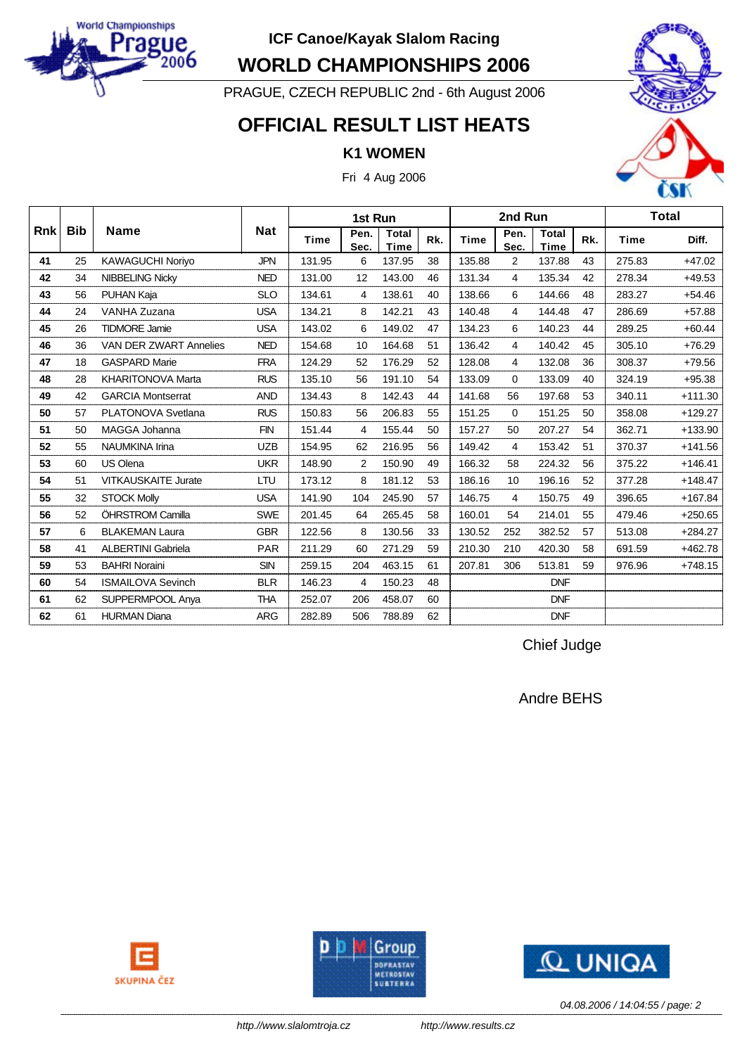ICF Canoe/Kayak Slalom Racing

# WORLD CHAMPIONSHIPS 2006

PRAGUE, CZECH REPUBLIC 2nd - 6th August 2006

## OFFICIAL RESULT LIST HEATS

### K1 WOMEN

Fri 4 Aug 2006

| Rnk | Bib | Name | Nat | 1st Run | | | | 2nd Run | | | | Total | |
|---|---|---|---|---|---|---|---|---|---|---|---|---|---|
| | | | | Time | Pen. Sec. | Total Time | Rk. | Time | Pen. Sec. | Total Time | Rk. | Time | Diff. |
| 41 | 25 | KAWAGUCHI Noriyo | JPN | 131.95 | 6 | 137.95 | 38 | 135.88 | 2 | 137.88 | 43 | 275.83 | +47.02 |
| 42 | 34 | NIBBELING Nicky | NED | 131.00 | 12 | 143.00 | 46 | 131.34 | 4 | 135.34 | 42 | 278.34 | +49.53 |
| 43 | 56 | PUHAN Kaja | SLO | 134.61 | 4 | 138.61 | 40 | 138.66 | 6 | 144.66 | 48 | 283.27 | +54.46 |
| 44 | 24 | VANHA Zuzana | USA | 134.21 | 8 | 142.21 | 43 | 140.48 | 4 | 144.48 | 47 | 286.69 | +57.88 |
| 45 | 26 | TIDMORE Jamie | USA | 143.02 | 6 | 149.02 | 47 | 134.23 | 6 | 140.23 | 44 | 289.25 | +60.44 |
| 46 | 36 | VAN DER ZWART Annelies | NED | 154.68 | 10 | 164.68 | 51 | 136.42 | 4 | 140.42 | 45 | 305.10 | +76.29 |
| 47 | 18 | GASPARD Marie | FRA | 124.29 | 52 | 176.29 | 52 | 128.08 | 4 | 132.08 | 36 | 308.37 | +79.56 |
| 48 | 28 | KHARITONOVA Marta | RUS | 135.10 | 56 | 191.10 | 54 | 133.09 | 0 | 133.09 | 40 | 324.19 | +95.38 |
| 49 | 42 | GARCIA Montserrat | AND | 134.43 | 8 | 142.43 | 44 | 141.68 | 56 | 197.68 | 53 | 340.11 | +111.30 |
| 50 | 57 | PLATONOVA Svetlana | RUS | 150.83 | 56 | 206.83 | 55 | 151.25 | 0 | 151.25 | 50 | 358.08 | +129.27 |
| 51 | 50 | MAGGA Johanna | FIN | 151.44 | 4 | 155.44 | 50 | 157.27 | 50 | 207.27 | 54 | 362.71 | +133.90 |
| 52 | 55 | NAUMKINA Irina | UZB | 154.95 | 62 | 216.95 | 56 | 149.42 | 4 | 153.42 | 51 | 370.37 | +141.56 |
| 53 | 60 | US Olena | UKR | 148.90 | 2 | 150.90 | 49 | 166.32 | 58 | 224.32 | 56 | 375.22 | +146.41 |
| 54 | 51 | VITKAUSKAITE Jurate | LTU | 173.12 | 8 | 181.12 | 53 | 186.16 | 10 | 196.16 | 52 | 377.28 | +148.47 |
| 55 | 32 | STOCK Molly | USA | 141.90 | 104 | 245.90 | 57 | 146.75 | 4 | 150.75 | 49 | 396.65 | +167.84 |
| 56 | 52 | ÖHRSTROM Camilla | SWE | 201.45 | 64 | 265.45 | 58 | 160.01 | 54 | 214.01 | 55 | 479.46 | +250.65 |
| 57 | 6 | BLAKEMAN Laura | GBR | 122.56 | 8 | 130.56 | 33 | 130.52 | 252 | 382.52 | 57 | 513.08 | +284.27 |
| 58 | 41 | ALBERTINI Gabriela | PAR | 211.29 | 60 | 271.29 | 59 | 210.30 | 210 | 420.30 | 58 | 691.59 | +462.78 |
| 59 | 53 | BAHRI Noraini | SIN | 259.15 | 204 | 463.15 | 61 | 207.81 | 306 | 513.81 | 59 | 976.96 | +748.15 |
| 60 | 54 | ISMAILOVA Sevinch | BLR | 146.23 | 4 | 150.23 | 48 | | | DNF | | | |
| 61 | 62 | SUPPERMPOOL Anya | THA | 252.07 | 206 | 458.07 | 60 | | | DNF | | | |
| 62 | 61 | HURMAN Diana | ARG | 282.89 | 506 | 788.89 | 62 | | | DNF | | | |

Chief Judge

Andre BEHS

04.08.2006 / 14:04:55 / page: 2

http://www.slalomtroja.cz http://www.results.cz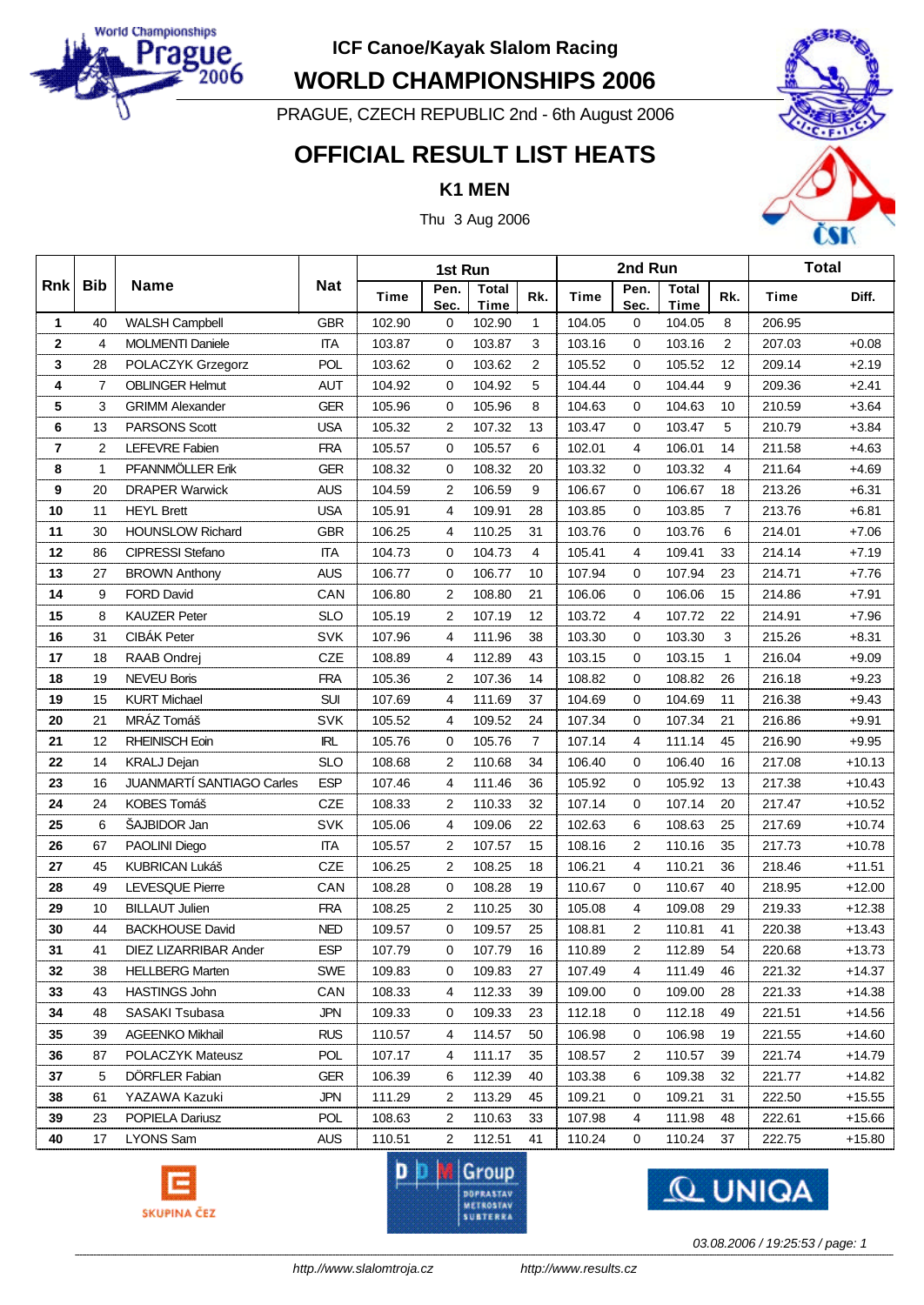# ICF Canoe/Kayak Slalom Racing

# WORLD CHAMPIONSHIPS 2006

PRAGUE, CZECH REPUBLIC 2nd - 6th August 2006

## OFFICIAL RESULT LIST HEATS

### K1 MEN

Thu 3 Aug 2006

| Rnk | Bib | Name | Nat | 1st Run | | | | 2nd Run | | | | Total | |
|---|---|---|---|---|---|---|---|---|---|---|---|---|---|
| | | | | Time | Pen. Sec. | Total Time | Rk. | Time | Pen. Sec. | Total Time | Rk. | Time | Diff. |
| 1 | 40 | WALSH Campbell | GBR | 102.90 | 0 | 102.90 | 1 | 104.05 | 0 | 104.05 | 8 | 206.95 | |
| 2 | 4 | MOLMENTI Daniele | ITA | 103.87 | 0 | 103.87 | 3 | 103.16 | 0 | 103.16 | 2 | 207.03 | +0.08 |
| 3 | 28 | POLACZYK Grzegorz | POL | 103.62 | 0 | 103.62 | 2 | 105.52 | 0 | 105.52 | 12 | 209.14 | +2.19 |
| 4 | 7 | OBLINGER Helmut | AUT | 104.92 | 0 | 104.92 | 5 | 104.44 | 0 | 104.44 | 9 | 209.36 | +2.41 |
| 5 | 3 | GRIMM Alexander | GER | 105.96 | 0 | 105.96 | 8 | 104.63 | 0 | 104.63 | 10 | 210.59 | +3.64 |
| 6 | 13 | PARSONS Scott | USA | 105.32 | 2 | 107.32 | 13 | 103.47 | 0 | 103.47 | 5 | 210.79 | +3.84 |
| 7 | 2 | LEFEVRE Fabien | FRA | 105.57 | 0 | 105.57 | 6 | 102.01 | 4 | 106.01 | 14 | 211.58 | +4.63 |
| 8 | 1 | PFANNMÖLLER Erik | GER | 108.32 | 0 | 108.32 | 20 | 103.32 | 0 | 103.32 | 4 | 211.64 | +4.69 |
| 9 | 20 | DRAPER Warwick | AUS | 104.59 | 2 | 106.59 | 9 | 106.67 | 0 | 106.67 | 18 | 213.26 | +6.31 |
| 10 | 11 | HEYL Brett | USA | 105.91 | 4 | 109.91 | 28 | 103.85 | 0 | 103.85 | 7 | 213.76 | +6.81 |
| 11 | 30 | HOUNSLOW Richard | GBR | 106.25 | 4 | 110.25 | 31 | 103.76 | 0 | 103.76 | 6 | 214.01 | +7.06 |
| 12 | 86 | CIPRESSI Stefano | ITA | 104.73 | 0 | 104.73 | 4 | 105.41 | 4 | 109.41 | 33 | 214.14 | +7.19 |
| 13 | 27 | BROWN Anthony | AUS | 106.77 | 0 | 106.77 | 10 | 107.94 | 0 | 107.94 | 23 | 214.71 | +7.76 |
| 14 | 9 | FORD David | CAN | 106.80 | 2 | 108.80 | 21 | 106.06 | 0 | 106.06 | 15 | 214.86 | +7.91 |
| 15 | 8 | KAUZER Peter | SLO | 105.19 | 2 | 107.19 | 12 | 103.72 | 4 | 107.72 | 22 | 214.91 | +7.96 |
| 16 | 31 | CIBÁK Peter | SVK | 107.96 | 4 | 111.96 | 38 | 103.30 | 0 | 103.30 | 3 | 215.26 | +8.31 |
| 17 | 18 | RAAB Ondrej | CZE | 108.89 | 4 | 112.89 | 43 | 103.15 | 0 | 103.15 | 1 | 216.04 | +9.09 |
| 18 | 19 | NEVEU Boris | FRA | 105.36 | 2 | 107.36 | 14 | 108.82 | 0 | 108.82 | 26 | 216.18 | +9.23 |
| 19 | 15 | KURT Michael | SUI | 107.69 | 4 | 111.69 | 37 | 104.69 | 0 | 104.69 | 11 | 216.38 | +9.43 |
| 20 | 21 | MRÁZ Tomáš | SVK | 105.52 | 4 | 109.52 | 24 | 107.34 | 0 | 107.34 | 21 | 216.86 | +9.91 |
| 21 | 12 | RHEINISCH Eoin | IRL | 105.76 | 0 | 105.76 | 7 | 107.14 | 4 | 111.14 | 45 | 216.90 | +9.95 |
| 22 | 14 | KRALJ Dejan | SLO | 108.68 | 2 | 110.68 | 34 | 106.40 | 0 | 106.40 | 16 | 217.08 | +10.13 |
| 23 | 16 | JUANMARTÍ SANTIAGO Carles | ESP | 107.46 | 4 | 111.46 | 36 | 105.92 | 0 | 105.92 | 13 | 217.38 | +10.43 |
| 24 | 24 | KOBES Tomáš | CZE | 108.33 | 2 | 110.33 | 32 | 107.14 | 0 | 107.14 | 20 | 217.47 | +10.52 |
| 25 | 6 | ŠAJBIDOR Jan | SVK | 105.06 | 4 | 109.06 | 22 | 102.63 | 6 | 108.63 | 25 | 217.69 | +10.74 |
| 26 | 67 | PAOLINI Diego | ITA | 105.57 | 2 | 107.57 | 15 | 108.16 | 2 | 110.16 | 35 | 217.73 | +10.78 |
| 27 | 45 | KUBRICAN Lukáš | CZE | 106.25 | 2 | 108.25 | 18 | 106.21 | 4 | 110.21 | 36 | 218.46 | +11.51 |
| 28 | 49 | LEVESQUE Pierre | CAN | 108.28 | 0 | 108.28 | 19 | 110.67 | 0 | 110.67 | 40 | 218.95 | +12.00 |
| 29 | 10 | BILLAUT Julien | FRA | 108.25 | 2 | 110.25 | 30 | 105.08 | 4 | 109.08 | 29 | 219.33 | +12.38 |
| 30 | 44 | BACKHOUSE David | NED | 109.57 | 0 | 109.57 | 25 | 108.81 | 2 | 110.81 | 41 | 220.38 | +13.43 |
| 31 | 41 | DIEZ LIZARRIBAR Ander | ESP | 107.79 | 0 | 107.79 | 16 | 110.89 | 2 | 112.89 | 54 | 220.68 | +13.73 |
| 32 | 38 | HELLBERG Marten | SWE | 109.83 | 0 | 109.83 | 27 | 107.49 | 4 | 111.49 | 46 | 221.32 | +14.37 |
| 33 | 43 | HASTINGS John | CAN | 108.33 | 4 | 112.33 | 39 | 109.00 | 0 | 109.00 | 28 | 221.33 | +14.38 |
| 34 | 48 | SASAKI Tsubasa | JPN | 109.33 | 0 | 109.33 | 23 | 112.18 | 0 | 112.18 | 49 | 221.51 | +14.56 |
| 35 | 39 | AGEENKO Mikhail | RUS | 110.57 | 4 | 114.57 | 50 | 106.98 | 0 | 106.98 | 19 | 221.55 | +14.60 |
| 36 | 87 | POLACZYK Mateusz | POL | 107.17 | 4 | 111.17 | 35 | 108.57 | 2 | 110.57 | 39 | 221.74 | +14.79 |
| 37 | 5 | DÖRFLER Fabian | GER | 106.39 | 6 | 112.39 | 40 | 103.38 | 6 | 109.38 | 32 | 221.77 | +14.82 |
| 38 | 61 | YAZAWA Kazuki | JPN | 111.29 | 2 | 113.29 | 45 | 109.21 | 0 | 109.21 | 31 | 222.50 | +15.55 |
| 39 | 23 | POPIELA Dariusz | POL | 108.63 | 2 | 110.63 | 33 | 107.98 | 4 | 111.98 | 48 | 222.61 | +15.66 |
| 40 | 17 | LYONS Sam | AUS | 110.51 | 2 | 112.51 | 41 | 110.24 | 0 | 110.24 | 37 | 222.75 | +15.80 |

03.08.2006 / 19:25:53 / page: 1

http://www.slalomtroja.cz http://www.results.cz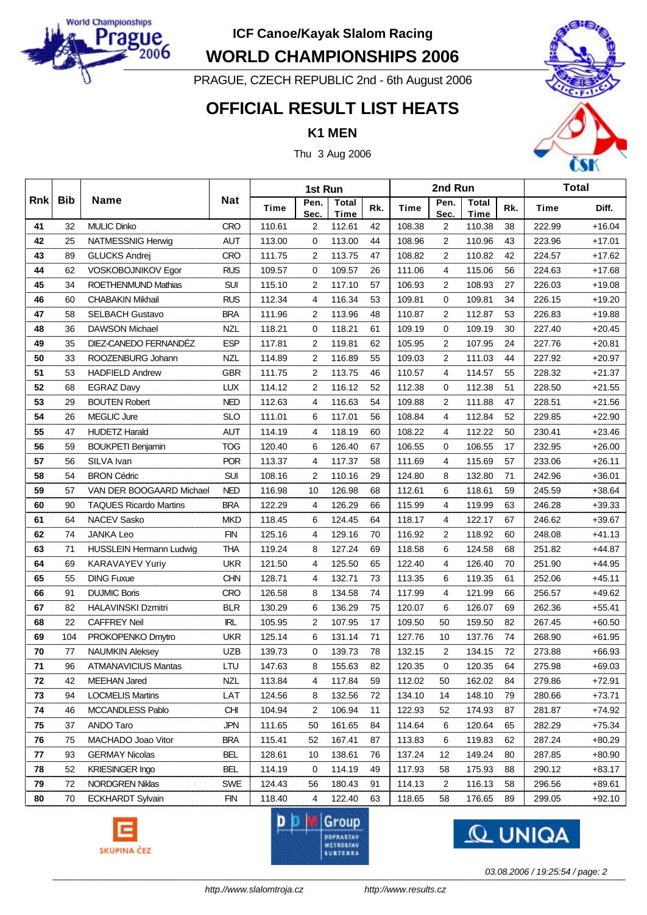# ICF Canoe/Kayak Slalom Racing

# WORLD CHAMPIONSHIPS 2006

PRAGUE, CZECH REPUBLIC 2nd - 6th August 2006

## OFFICIAL RESULT LIST HEATS

### K1 MEN

Thu 3 Aug 2006

| Rnk | Bib | Name | Nat | 1st Run | | | | 2nd Run | | | | Total | |
|---|---|---|---|---|---|---|---|---|---|---|---|---|---|
| | | | | Time | Pen. Sec. | Total Time | Rk. | Time | Pen. Sec. | Total Time | Rk. | Time | Diff. |
| 41 | 32 | MULIC Dinko | CRO | 110.61 | 2 | 112.61 | 42 | 108.38 | 2 | 110.38 | 38 | 222.99 | +16.04 |
| 42 | 25 | NATMESSNIG Herwig | AUT | 113.00 | 0 | 113.00 | 44 | 108.96 | 2 | 110.96 | 43 | 223.96 | +17.01 |
| 43 | 89 | GLUCKS Andrej | CRO | 111.75 | 2 | 113.75 | 47 | 108.82 | 2 | 110.82 | 42 | 224.57 | +17.62 |
| 44 | 62 | VOSKOBOJNIKOV Egor | RUS | 109.57 | 0 | 109.57 | 26 | 111.06 | 4 | 115.06 | 56 | 224.63 | +17.68 |
| 45 | 34 | ROETHENMUND Mathias | SUI | 115.10 | 2 | 117.10 | 57 | 106.93 | 2 | 108.93 | 27 | 226.03 | +19.08 |
| 46 | 60 | CHABAKIN Mikhail | RUS | 112.34 | 4 | 116.34 | 53 | 109.81 | 0 | 109.81 | 34 | 226.15 | +19.20 |
| 47 | 58 | SELBACH Gustavo | BRA | 111.96 | 2 | 113.96 | 48 | 110.87 | 2 | 112.87 | 53 | 226.83 | +19.88 |
| 48 | 36 | DAWSON Michael | NZL | 118.21 | 0 | 118.21 | 61 | 109.19 | 0 | 109.19 | 30 | 227.40 | +20.45 |
| 49 | 35 | DIEZ-CANEDO FERNANDÉZ | ESP | 117.81 | 2 | 119.81 | 62 | 105.95 | 2 | 107.95 | 24 | 227.76 | +20.81 |
| 50 | 33 | ROOZENBURG Johann | NZL | 114.89 | 2 | 116.89 | 55 | 109.03 | 2 | 111.03 | 44 | 227.92 | +20.97 |
| 51 | 53 | HADFIELD Andrew | GBR | 111.75 | 2 | 113.75 | 46 | 110.57 | 4 | 114.57 | 55 | 228.32 | +21.37 |
| 52 | 68 | EGRAZ Davy | LUX | 114.12 | 2 | 116.12 | 52 | 112.38 | 0 | 112.38 | 51 | 228.50 | +21.55 |
| 53 | 29 | BOUTEN Robert | NED | 112.63 | 4 | 116.63 | 54 | 109.88 | 2 | 111.88 | 47 | 228.51 | +21.56 |
| 54 | 26 | MEGLIC Jure | SLO | 111.01 | 6 | 117.01 | 56 | 108.84 | 4 | 112.84 | 52 | 229.85 | +22.90 |
| 55 | 47 | HUDETZ Harald | AUT | 114.19 | 4 | 118.19 | 60 | 108.22 | 4 | 112.22 | 50 | 230.41 | +23.46 |
| 56 | 59 | BOUKPETI Benjamin | TOG | 120.40 | 6 | 126.40 | 67 | 106.55 | 0 | 106.55 | 17 | 232.95 | +26.00 |
| 57 | 56 | SILVA Ivan | POR | 113.37 | 4 | 117.37 | 58 | 111.69 | 4 | 115.69 | 57 | 233.06 | +26.11 |
| 58 | 54 | BRON Cédric | SUI | 108.16 | 2 | 110.16 | 29 | 124.80 | 8 | 132.80 | 71 | 242.96 | +36.01 |
| 59 | 57 | VAN DER BOOGAARD Michael | NED | 116.98 | 10 | 126.98 | 68 | 112.61 | 6 | 118.61 | 59 | 245.59 | +38.64 |
| 60 | 90 | TAQUES Ricardo Martins | BRA | 122.29 | 4 | 126.29 | 66 | 115.99 | 4 | 119.99 | 63 | 246.28 | +39.33 |
| 61 | 64 | NACEV Sasko | MKD | 118.45 | 6 | 124.45 | 64 | 118.17 | 4 | 122.17 | 67 | 246.62 | +39.67 |
| 62 | 74 | JANKA Leo | FIN | 125.16 | 4 | 129.16 | 70 | 116.92 | 2 | 118.92 | 60 | 248.08 | +41.13 |
| 63 | 71 | HUSSLEIN Hermann Ludwig | THA | 119.24 | 8 | 127.24 | 69 | 118.58 | 6 | 124.58 | 68 | 251.82 | +44.87 |
| 64 | 69 | KARAVAYEV Yuriy | UKR | 121.50 | 4 | 125.50 | 65 | 122.40 | 4 | 126.40 | 70 | 251.90 | +44.95 |
| 65 | 55 | DING Fuxue | CHN | 128.71 | 4 | 132.71 | 73 | 113.35 | 6 | 119.35 | 61 | 252.06 | +45.11 |
| 66 | 91 | DUJMIC Boris | CRO | 126.58 | 8 | 134.58 | 74 | 117.99 | 4 | 121.99 | 66 | 256.57 | +49.62 |
| 67 | 82 | HALAVINSKI Dzmitri | BLR | 130.29 | 6 | 136.29 | 75 | 120.07 | 6 | 126.07 | 69 | 262.36 | +55.41 |
| 68 | 22 | CAFFREY Neil | IRL | 105.95 | 2 | 107.95 | 17 | 109.50 | 50 | 159.50 | 82 | 267.45 | +60.50 |
| 69 | 104 | PROKOPENKO Dmytro | UKR | 125.14 | 6 | 131.14 | 71 | 127.76 | 10 | 137.76 | 74 | 268.90 | +61.95 |
| 70 | 77 | NAUMKIN Aleksey | UZB | 139.73 | 0 | 139.73 | 78 | 132.15 | 2 | 134.15 | 72 | 273.88 | +66.93 |
| 71 | 96 | ATMANAVICIUS Mantas | LTU | 147.63 | 8 | 155.63 | 82 | 120.35 | 0 | 120.35 | 64 | 275.98 | +69.03 |
| 72 | 42 | MEEHAN Jared | NZL | 113.84 | 4 | 117.84 | 59 | 112.02 | 50 | 162.02 | 84 | 279.86 | +72.91 |
| 73 | 94 | LOCMELIS Martins | LAT | 124.56 | 8 | 132.56 | 72 | 134.10 | 14 | 148.10 | 79 | 280.66 | +73.71 |
| 74 | 46 | MCCANDLESS Pablo | CHI | 104.94 | 2 | 106.94 | 11 | 122.93 | 52 | 174.93 | 87 | 281.87 | +74.92 |
| 75 | 37 | ANDO Taro | JPN | 111.65 | 50 | 161.65 | 84 | 114.64 | 6 | 120.64 | 65 | 282.29 | +75.34 |
| 76 | 75 | MACHADO Joao Vitor | BRA | 115.41 | 52 | 167.41 | 87 | 113.83 | 6 | 119.83 | 62 | 287.24 | +80.29 |
| 77 | 93 | GERMAY Nicolas | BEL | 128.61 | 10 | 138.61 | 76 | 137.24 | 12 | 149.24 | 80 | 287.85 | +80.90 |
| 78 | 52 | KRIESINGER Ingo | BEL | 114.19 | 0 | 114.19 | 49 | 117.93 | 58 | 175.93 | 88 | 290.12 | +83.17 |
| 79 | 72 | NORDGREN Niklas | SWE | 124.43 | 56 | 180.43 | 91 | 114.13 | 2 | 116.13 | 58 | 296.56 | +89.61 |
| 80 | 70 | ECKHARDT Sylvain | FIN | 118.40 | 4 | 122.40 | 63 | 118.65 | 58 | 176.65 | 89 | 299.05 | +92.10 |

03.08.2006 / 19:25:54 / page: 2

http://www.slalomtroja.cz http://www.results.cz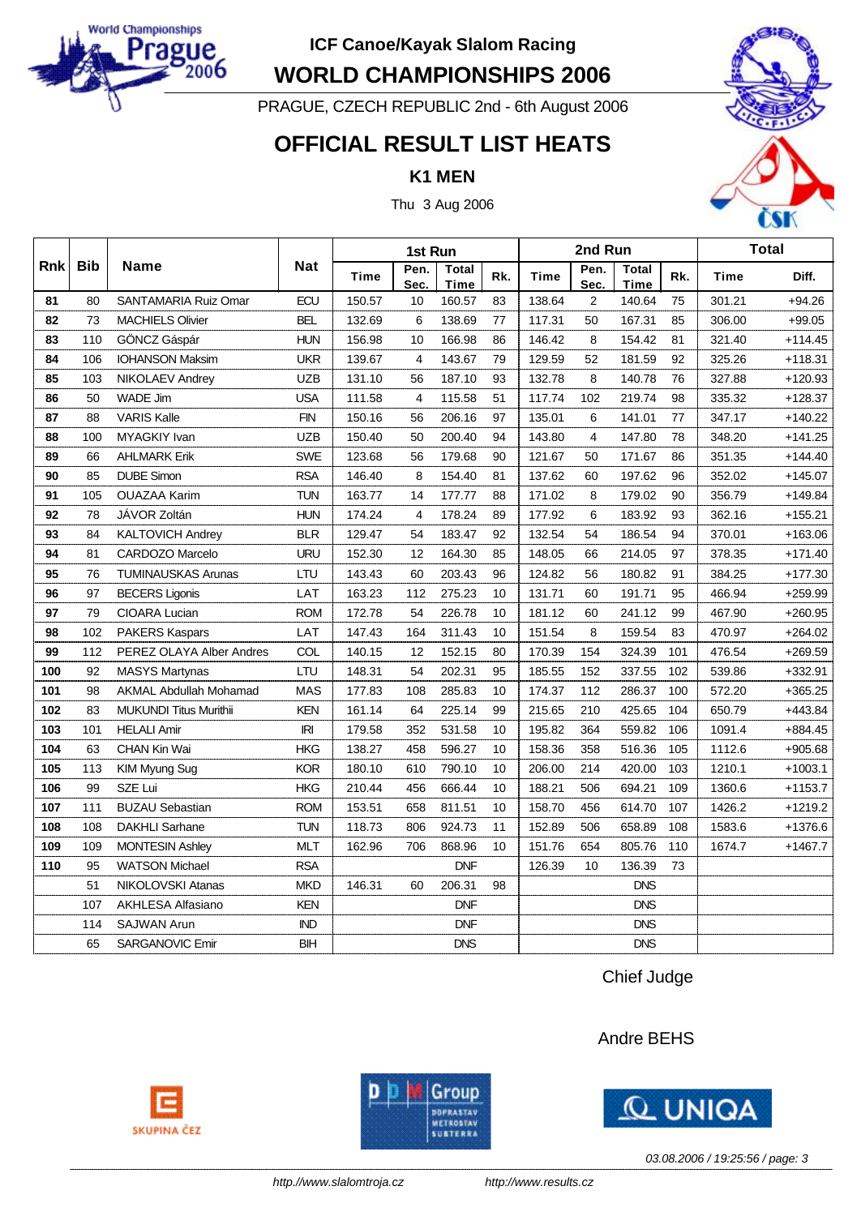ICF Canoe/Kayak Slalom Racing

# WORLD CHAMPIONSHIPS 2006

PRAGUE, CZECH REPUBLIC 2nd - 6th August 2006

## OFFICIAL RESULT LIST HEATS

### K1 MEN

Thu 3 Aug 2006

| Rnk | Bib | Name | Nat | 1st Run | | | | 2nd Run | | | | Total | |
|---|---|---|---|---|---|---|---|---|---|---|---|---|---|
| | | | | Time | Pen. Sec. | Total Time | Rk. | Time | Pen. Sec. | Total Time | Rk. | Time | Diff. |
| **81** | 80 | SANTAMARIA Ruiz Omar | ECU | 150.57 | 10 | 160.57 | 83 | 138.64 | 2 | 140.64 | 75 | 301.21 | +94.26 |
| **82** | 73 | MACHIELS Olivier | BEL | 132.69 | 6 | 138.69 | 77 | 117.31 | 50 | 167.31 | 85 | 306.00 | +99.05 |
| **83** | 110 | GÖNCZ Gáspár | HUN | 156.98 | 10 | 166.98 | 86 | 146.42 | 8 | 154.42 | 81 | 321.40 | +114.45 |
| **84** | 106 | IOHANSON Maksim | UKR | 139.67 | 4 | 143.67 | 79 | 129.59 | 52 | 181.59 | 92 | 325.26 | +118.31 |
| **85** | 103 | NIKOLAEV Andrey | UZB | 131.10 | 56 | 187.10 | 93 | 132.78 | 8 | 140.78 | 76 | 327.88 | +120.93 |
| **86** | 50 | WADE Jim | USA | 111.58 | 4 | 115.58 | 51 | 117.74 | 102 | 219.74 | 98 | 335.32 | +128.37 |
| **87** | 88 | VARIS Kalle | FIN | 150.16 | 56 | 206.16 | 97 | 135.01 | 6 | 141.01 | 77 | 347.17 | +140.22 |
| **88** | 100 | MYAGKIY Ivan | UZB | 150.40 | 50 | 200.40 | 94 | 143.80 | 4 | 147.80 | 78 | 348.20 | +141.25 |
| **89** | 66 | AHLMARK Erik | SWE | 123.68 | 56 | 179.68 | 90 | 121.67 | 50 | 171.67 | 86 | 351.35 | +144.40 |
| **90** | 85 | DUBE Simon | RSA | 146.40 | 8 | 154.40 | 81 | 137.62 | 60 | 197.62 | 96 | 352.02 | +145.07 |
| **91** | 105 | OUAZAA Karim | TUN | 163.77 | 14 | 177.77 | 88 | 171.02 | 8 | 179.02 | 90 | 356.79 | +149.84 |
| **92** | 78 | JÁVOR Zoltán | HUN | 174.24 | 4 | 178.24 | 89 | 177.92 | 6 | 183.92 | 93 | 362.16 | +155.21 |
| **93** | 84 | KALTOVICH Andrey | BLR | 129.47 | 54 | 183.47 | 92 | 132.54 | 54 | 186.54 | 94 | 370.01 | +163.06 |
| **94** | 81 | CARDOZO Marcelo | URU | 152.30 | 12 | 164.30 | 85 | 148.05 | 66 | 214.05 | 97 | 378.35 | +171.40 |
| **95** | 76 | TUMINAUSKAS Arunas | LTU | 143.43 | 60 | 203.43 | 96 | 124.82 | 56 | 180.82 | 91 | 384.25 | +177.30 |
| **96** | 97 | BECERS Ligonis | LAT | 163.23 | 112 | 275.23 | 10 | 131.71 | 60 | 191.71 | 95 | 466.94 | +259.99 |
| **97** | 79 | CIOARA Lucian | ROM | 172.78 | 54 | 226.78 | 10 | 181.12 | 60 | 241.12 | 99 | 467.90 | +260.95 |
| **98** | 102 | PAKERS Kaspars | LAT | 147.43 | 164 | 311.43 | 10 | 151.54 | 8 | 159.54 | 83 | 470.97 | +264.02 |
| **99** | 112 | PEREZ OLAYA Alber Andres | COL | 140.15 | 12 | 152.15 | 80 | 170.39 | 154 | 324.39 | 101 | 476.54 | +269.59 |
| **100** | 92 | MASYS Martynas | LTU | 148.31 | 54 | 202.31 | 95 | 185.55 | 152 | 337.55 | 102 | 539.86 | +332.91 |
| **101** | 98 | AKMAL Abdullah Mohamad | MAS | 177.83 | 108 | 285.83 | 10 | 174.37 | 112 | 286.37 | 100 | 572.20 | +365.25 |
| **102** | 83 | MUKUNDI Titus Murithii | KEN | 161.14 | 64 | 225.14 | 99 | 215.65 | 210 | 425.65 | 104 | 650.79 | +443.84 |
| **103** | 101 | HELALI Amir | IRI | 179.58 | 352 | 531.58 | 10 | 195.82 | 364 | 559.82 | 106 | 1091.4 | +884.45 |
| **104** | 63 | CHAN Kin Wai | HKG | 138.27 | 458 | 596.27 | 10 | 158.36 | 358 | 516.36 | 105 | 1112.6 | +905.68 |
| **105** | 113 | KIM Myung Sug | KOR | 180.10 | 610 | 790.10 | 10 | 206.00 | 214 | 420.00 | 103 | 1210.1 | +1003.1 |
| **106** | 99 | SZE Lui | HKG | 210.44 | 456 | 666.44 | 10 | 188.21 | 506 | 694.21 | 109 | 1360.6 | +1153.7 |
| **107** | 111 | BUZAU Sebastian | ROM | 153.51 | 658 | 811.51 | 10 | 158.70 | 456 | 614.70 | 107 | 1426.2 | +1219.2 |
| **108** | 108 | DAKHLI Sarhane | TUN | 118.73 | 806 | 924.73 | 11 | 152.89 | 506 | 658.89 | 108 | 1583.6 | +1376.6 |
| **109** | 109 | MONTESIN Ashley | MLT | 162.96 | 706 | 868.96 | 10 | 151.76 | 654 | 805.76 | 110 | 1674.7 | +1467.7 |
| **110** | 95 | WATSON Michael | RSA | | | DNF | | 126.39 | 10 | 136.39 | 73 | | |
| | 51 | NIKOLOVSKI Atanas | MKD | 146.31 | 60 | 206.31 | 98 | | | DNS | | | |
| | 107 | AKHLESA Alfasiano | KEN | | | DNF | | | | DNS | | | |
| | 114 | SAJWAN Arun | IND | | | DNF | | | | DNS | | | |
| | 65 | SARGANOVIC Emir | BIH | | | DNS | | | | DNS | | | |

Chief Judge

Andre BEHS

*03.08.2006 / 19:25:56 / page: 3*

*http://www.slalomtroja.cz* *http://www.results.cz*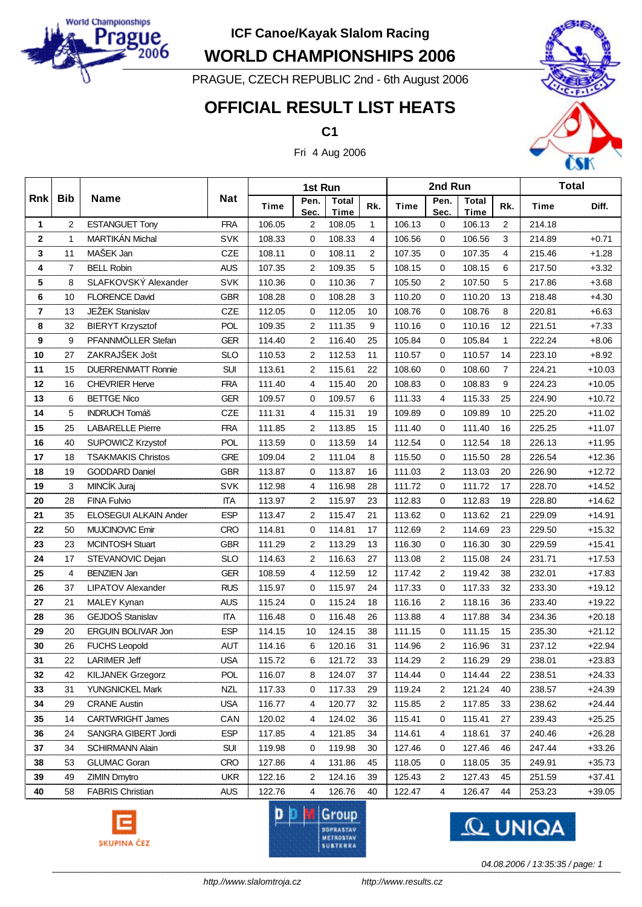# ICF Canoe/Kayak Slalom Racing

# WORLD CHAMPIONSHIPS 2006

PRAGUE, CZECH REPUBLIC 2nd - 6th August 2006

## OFFICIAL RESULT LIST HEATS

### C1

Fri 4 Aug 2006

| Rnk | Bib | Name | Nat | 1st Run | | | | 2nd Run | | | | Total | |
|---|---|---|---|---|---|---|---|---|---|---|---|---|---|
| | | | | Time | Pen. Sec. | Total Time | Rk. | Time | Pen. Sec. | Total Time | Rk. | Time | Diff. |
| 1 | 2 | ESTANGUET Tony | FRA | 106.05 | 2 | 108.05 | 1 | 106.13 | 0 | 106.13 | 2 | 214.18 | |
| 2 | 1 | MARTIKÁN Michal | SVK | 108.33 | 0 | 108.33 | 4 | 106.56 | 0 | 106.56 | 3 | 214.89 | +0.71 |
| 3 | 11 | MAŠEK Jan | CZE | 108.11 | 0 | 108.11 | 2 | 107.35 | 0 | 107.35 | 4 | 215.46 | +1.28 |
| 4 | 7 | BELL Robin | AUS | 107.35 | 2 | 109.35 | 5 | 108.15 | 0 | 108.15 | 6 | 217.50 | +3.32 |
| 5 | 8 | SLAFKOVSKÝ Alexander | SVK | 110.36 | 0 | 110.36 | 7 | 105.50 | 2 | 107.50 | 5 | 217.86 | +3.68 |
| 6 | 10 | FLORENCE David | GBR | 108.28 | 0 | 108.28 | 3 | 110.20 | 0 | 110.20 | 13 | 218.48 | +4.30 |
| 7 | 13 | JEŽEK Stanislav | CZE | 112.05 | 0 | 112.05 | 10 | 108.76 | 0 | 108.76 | 8 | 220.81 | +6.63 |
| 8 | 32 | BIERYT Krzysztof | POL | 109.35 | 2 | 111.35 | 9 | 110.16 | 0 | 110.16 | 12 | 221.51 | +7.33 |
| 9 | 9 | PFANNMÖLLER Stefan | GER | 114.40 | 2 | 116.40 | 25 | 105.84 | 0 | 105.84 | 1 | 222.24 | +8.06 |
| 10 | 27 | ZAKRAJŠEK Jošt | SLO | 110.53 | 2 | 112.53 | 11 | 110.57 | 0 | 110.57 | 14 | 223.10 | +8.92 |
| 11 | 15 | DUERRENMATT Ronnie | SUI | 113.61 | 2 | 115.61 | 22 | 108.60 | 0 | 108.60 | 7 | 224.21 | +10.03 |
| 12 | 16 | CHEVRIER Herve | FRA | 111.40 | 4 | 115.40 | 20 | 108.83 | 0 | 108.83 | 9 | 224.23 | +10.05 |
| 13 | 6 | BETTGE Nico | GER | 109.57 | 0 | 109.57 | 6 | 111.33 | 4 | 115.33 | 25 | 224.90 | +10.72 |
| 14 | 5 | INDRUCH Tomáš | CZE | 111.31 | 4 | 115.31 | 19 | 109.89 | 0 | 109.89 | 10 | 225.20 | +11.02 |
| 15 | 25 | LABARELLE Pierre | FRA | 111.85 | 2 | 113.85 | 15 | 111.40 | 0 | 111.40 | 16 | 225.25 | +11.07 |
| 16 | 40 | SUPOWICZ Krzystof | POL | 113.59 | 0 | 113.59 | 14 | 112.54 | 0 | 112.54 | 18 | 226.13 | +11.95 |
| 17 | 18 | TSAKMAKIS Christos | GRE | 109.04 | 2 | 111.04 | 8 | 115.50 | 0 | 115.50 | 28 | 226.54 | +12.36 |
| 18 | 19 | GODDARD Daniel | GBR | 113.87 | 0 | 113.87 | 16 | 111.03 | 2 | 113.03 | 20 | 226.90 | +12.72 |
| 19 | 3 | MINCÍK Juraj | SVK | 112.98 | 4 | 116.98 | 28 | 111.72 | 0 | 111.72 | 17 | 228.70 | +14.52 |
| 20 | 28 | FINA Fulvio | ITA | 113.97 | 2 | 115.97 | 23 | 112.83 | 0 | 112.83 | 19 | 228.80 | +14.62 |
| 21 | 35 | ELOSEGUI ALKAIN Ander | ESP | 113.47 | 2 | 115.47 | 21 | 113.62 | 0 | 113.62 | 21 | 229.09 | +14.91 |
| 22 | 50 | MUJCINOVIC Emir | CRO | 114.81 | 0 | 114.81 | 17 | 112.69 | 2 | 114.69 | 23 | 229.50 | +15.32 |
| 23 | 23 | MCINTOSH Stuart | GBR | 111.29 | 2 | 113.29 | 13 | 116.30 | 0 | 116.30 | 30 | 229.59 | +15.41 |
| 24 | 17 | STEVANOVIC Dejan | SLO | 114.63 | 2 | 116.63 | 27 | 113.08 | 2 | 115.08 | 24 | 231.71 | +17.53 |
| 25 | 4 | BENZIEN Jan | GER | 108.59 | 4 | 112.59 | 12 | 117.42 | 2 | 119.42 | 38 | 232.01 | +17.83 |
| 26 | 37 | LIPATOV Alexander | RUS | 115.97 | 0 | 115.97 | 24 | 117.33 | 0 | 117.33 | 32 | 233.30 | +19.12 |
| 27 | 21 | MALEY Kynan | AUS | 115.24 | 0 | 115.24 | 18 | 116.16 | 2 | 118.16 | 36 | 233.40 | +19.22 |
| 28 | 36 | GEJDOŠ Stanislav | ITA | 116.48 | 0 | 116.48 | 26 | 113.88 | 4 | 117.88 | 34 | 234.36 | +20.18 |
| 29 | 20 | ERGUIN BOLIVAR Jon | ESP | 114.15 | 10 | 124.15 | 38 | 111.15 | 0 | 111.15 | 15 | 235.30 | +21.12 |
| 30 | 26 | FUCHS Leopold | AUT | 114.16 | 6 | 120.16 | 31 | 114.96 | 2 | 116.96 | 31 | 237.12 | +22.94 |
| 31 | 22 | LARIMER Jeff | USA | 115.72 | 6 | 121.72 | 33 | 114.29 | 2 | 116.29 | 29 | 238.01 | +23.83 |
| 32 | 42 | KILJANEK Grzegorz | POL | 116.07 | 8 | 124.07 | 37 | 114.44 | 0 | 114.44 | 22 | 238.51 | +24.33 |
| 33 | 31 | YUNGNICKEL Mark | NZL | 117.33 | 0 | 117.33 | 29 | 119.24 | 2 | 121.24 | 40 | 238.57 | +24.39 |
| 34 | 29 | CRANE Austin | USA | 116.77 | 4 | 120.77 | 32 | 115.85 | 2 | 117.85 | 33 | 238.62 | +24.44 |
| 35 | 14 | CARTWRIGHT James | CAN | 120.02 | 4 | 124.02 | 36 | 115.41 | 0 | 115.41 | 27 | 239.43 | +25.25 |
| 36 | 24 | SANGRA GIBERT Jordi | ESP | 117.85 | 4 | 121.85 | 34 | 114.61 | 4 | 118.61 | 37 | 240.46 | +26.28 |
| 37 | 34 | SCHIRMANN Alain | SUI | 119.98 | 0 | 119.98 | 30 | 127.46 | 0 | 127.46 | 46 | 247.44 | +33.26 |
| 38 | 53 | GLUMAC Goran | CRO | 127.86 | 4 | 131.86 | 45 | 118.05 | 0 | 118.05 | 35 | 249.91 | +35.73 |
| 39 | 49 | ZIMIN Dmytro | UKR | 122.16 | 2 | 124.16 | 39 | 125.43 | 2 | 127.43 | 45 | 251.59 | +37.41 |
| 40 | 58 | FABRIS Christian | AUS | 122.76 | 4 | 126.76 | 40 | 122.47 | 4 | 126.47 | 44 | 253.23 | +39.05 |

04.08.2006 / 13:35:35 / page: 1

http://www.slalomtroja.cz http://www.results.cz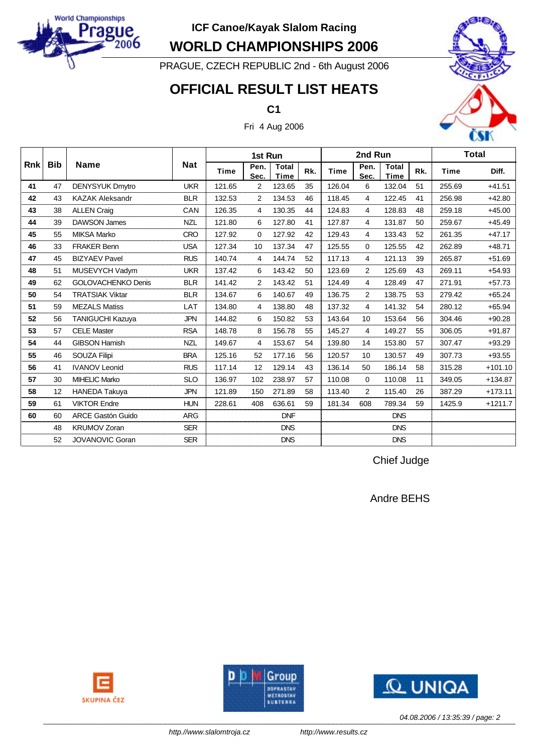ICF Canoe/Kayak Slalom Racing

# WORLD CHAMPIONSHIPS 2006

PRAGUE, CZECH REPUBLIC 2nd - 6th August 2006

## OFFICIAL RESULT LIST HEATS

### C1

Fri 4 Aug 2006

| Rnk | Bib | Name | Nat | 1st Run | | | | 2nd Run | | | | Total | |
|---|---|---|---|---|---|---|---|---|---|---|---|---|---|
| | | | | Time | Pen. Sec. | Total Time | Rk. | Time | Pen. Sec. | Total Time | Rk. | Time | Diff. |
| **41** | 47 | DENYSYUK Dmytro | UKR | 121.65 | 2 | 123.65 | 35 | 126.04 | 6 | 132.04 | 51 | 255.69 | +41.51 |
| **42** | 43 | KAZAK Aleksandr | BLR | 132.53 | 2 | 134.53 | 46 | 118.45 | 4 | 122.45 | 41 | 256.98 | +42.80 |
| **43** | 38 | ALLEN Craig | CAN | 126.35 | 4 | 130.35 | 44 | 124.83 | 4 | 128.83 | 48 | 259.18 | +45.00 |
| **44** | 39 | DAWSON James | NZL | 121.80 | 6 | 127.80 | 41 | 127.87 | 4 | 131.87 | 50 | 259.67 | +45.49 |
| **45** | 55 | MIKSA Marko | CRO | 127.92 | 0 | 127.92 | 42 | 129.43 | 4 | 133.43 | 52 | 261.35 | +47.17 |
| **46** | 33 | FRAKER Benn | USA | 127.34 | 10 | 137.34 | 47 | 125.55 | 0 | 125.55 | 42 | 262.89 | +48.71 |
| **47** | 45 | BIZYAEV Pavel | RUS | 140.74 | 4 | 144.74 | 52 | 117.13 | 4 | 121.13 | 39 | 265.87 | +51.69 |
| **48** | 51 | MUSEVYCH Vadym | UKR | 137.42 | 6 | 143.42 | 50 | 123.69 | 2 | 125.69 | 43 | 269.11 | +54.93 |
| **49** | 62 | GOLOVACHENKO Denis | BLR | 141.42 | 2 | 143.42 | 51 | 124.49 | 4 | 128.49 | 47 | 271.91 | +57.73 |
| **50** | 54 | TRATSIAK Viktar | BLR | 134.67 | 6 | 140.67 | 49 | 136.75 | 2 | 138.75 | 53 | 279.42 | +65.24 |
| **51** | 59 | MEZALS Matiss | LAT | 134.80 | 4 | 138.80 | 48 | 137.32 | 4 | 141.32 | 54 | 280.12 | +65.94 |
| **52** | 56 | TANIGUCHI Kazuya | JPN | 144.82 | 6 | 150.82 | 53 | 143.64 | 10 | 153.64 | 56 | 304.46 | +90.28 |
| **53** | 57 | CELE Master | RSA | 148.78 | 8 | 156.78 | 55 | 145.27 | 4 | 149.27 | 55 | 306.05 | +91.87 |
| **54** | 44 | GIBSON Hamish | NZL | 149.67 | 4 | 153.67 | 54 | 139.80 | 14 | 153.80 | 57 | 307.47 | +93.29 |
| **55** | 46 | SOUZA Filipi | BRA | 125.16 | 52 | 177.16 | 56 | 120.57 | 10 | 130.57 | 49 | 307.73 | +93.55 |
| **56** | 41 | IVANOV Leonid | RUS | 117.14 | 12 | 129.14 | 43 | 136.14 | 50 | 186.14 | 58 | 315.28 | +101.10 |
| **57** | 30 | MIHELIC Marko | SLO | 136.97 | 102 | 238.97 | 57 | 110.08 | 0 | 110.08 | 11 | 349.05 | +134.87 |
| **58** | 12 | HANEDA Takuya | JPN | 121.89 | 150 | 271.89 | 58 | 113.40 | 2 | 115.40 | 26 | 387.29 | +173.11 |
| **59** | 61 | VIKTOR Endre | HUN | 228.61 | 408 | 636.61 | 59 | 181.34 | 608 | 789.34 | 59 | 1425.9 | +1211.7 |
| **60** | 60 | ARCE Gastón Guido | ARG | | | DNF | | | | DNS | | | |
| | 48 | KRUMOV Zoran | SER | | | DNS | | | | DNS | | | |
| | 52 | JOVANOVIC Goran | SER | | | DNS | | | | DNS | | | |

Chief Judge

Andre BEHS

04.08.2006 / 13:35:39 / page: 2

http://www.slalomtroja.cz http://www.results.cz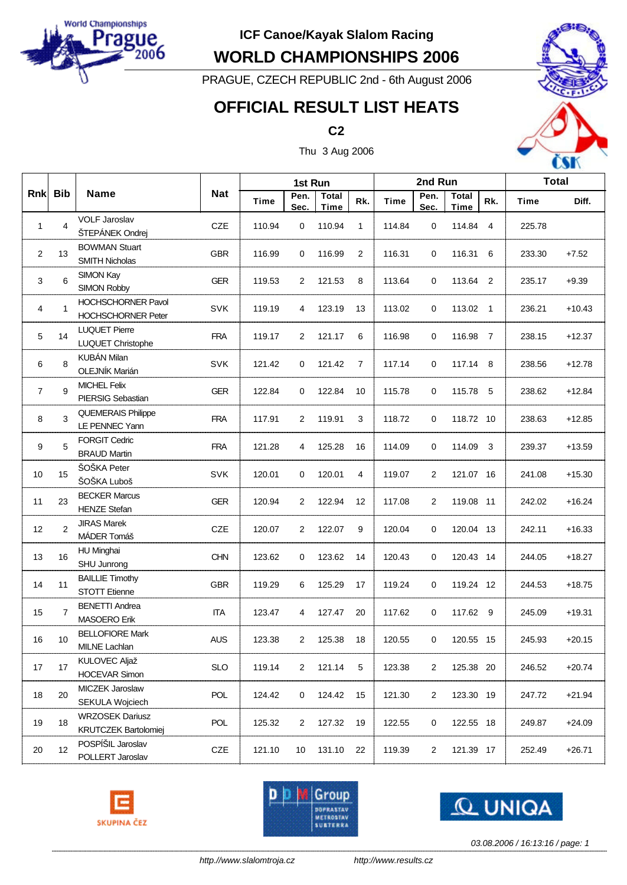# ICF Canoe/Kayak Slalom Racing

## WORLD CHAMPIONSHIPS 2006

PRAGUE, CZECH REPUBLIC 2nd - 6th August 2006

## OFFICIAL RESULT LIST HEATS

**C2**

Thu 3 Aug 2006

| Rnk | Bib | Name | Nat | 1st Run | | | | 2nd Run | | | | Total | |
|---|---|---|---|---|---|---|---|---|---|---|---|---|---|
| | | | | Time | Pen. Sec. | Total Time | Rk. | Time | Pen. Sec. | Total Time | Rk. | Time | Diff. |
| 1 | 4 | VOLF Jaroslav<br>ŠTEPÁNEK Ondrej | CZE | 110.94 | 0 | 110.94 | 1 | 114.84 | 0 | 114.84 | 4 | 225.78 | |
| 2 | 13 | BOWMAN Stuart<br>SMITH Nicholas | GBR | 116.99 | 0 | 116.99 | 2 | 116.31 | 0 | 116.31 | 6 | 233.30 | +7.52 |
| 3 | 6 | SIMON Kay<br>SIMON Robby | GER | 119.53 | 2 | 121.53 | 8 | 113.64 | 0 | 113.64 | 2 | 235.17 | +9.39 |
| 4 | 1 | HOCHSCHORNER Pavol<br>HOCHSCHORNER Peter | SVK | 119.19 | 4 | 123.19 | 13 | 113.02 | 0 | 113.02 | 1 | 236.21 | +10.43 |
| 5 | 14 | LUQUET Pierre<br>LUQUET Christophe | FRA | 119.17 | 2 | 121.17 | 6 | 116.98 | 0 | 116.98 | 7 | 238.15 | +12.37 |
| 6 | 8 | KUBÁN Milan<br>OLEJNÍK Marián | SVK | 121.42 | 0 | 121.42 | 7 | 117.14 | 0 | 117.14 | 8 | 238.56 | +12.78 |
| 7 | 9 | MICHEL Felix<br>PIERSIG Sebastian | GER | 122.84 | 0 | 122.84 | 10 | 115.78 | 0 | 115.78 | 5 | 238.62 | +12.84 |
| 8 | 3 | QUEMERAIS Philippe<br>LE PENNEC Yann | FRA | 117.91 | 2 | 119.91 | 3 | 118.72 | 0 | 118.72 | 10 | 238.63 | +12.85 |
| 9 | 5 | FORGIT Cedric<br>BRAUD Martin | FRA | 121.28 | 4 | 125.28 | 16 | 114.09 | 0 | 114.09 | 3 | 239.37 | +13.59 |
| 10 | 15 | ŠOŠKA Peter<br>ŠOŠKA Luboš | SVK | 120.01 | 0 | 120.01 | 4 | 119.07 | 2 | 121.07 | 16 | 241.08 | +15.30 |
| 11 | 23 | BECKER Marcus<br>HENZE Stefan | GER | 120.94 | 2 | 122.94 | 12 | 117.08 | 2 | 119.08 | 11 | 242.02 | +16.24 |
| 12 | 2 | JIRAS Marek<br>MÁDER Tomáš | CZE | 120.07 | 2 | 122.07 | 9 | 120.04 | 0 | 120.04 | 13 | 242.11 | +16.33 |
| 13 | 16 | HU Minghai<br>SHU Junrong | CHN | 123.62 | 0 | 123.62 | 14 | 120.43 | 0 | 120.43 | 14 | 244.05 | +18.27 |
| 14 | 11 | BAILLIE Timothy<br>STOTT Etienne | GBR | 119.29 | 6 | 125.29 | 17 | 119.24 | 0 | 119.24 | 12 | 244.53 | +18.75 |
| 15 | 7 | BENETTI Andrea<br>MASOERO Erik | ITA | 123.47 | 4 | 127.47 | 20 | 117.62 | 0 | 117.62 | 9 | 245.09 | +19.31 |
| 16 | 10 | BELLOFIORE Mark<br>MILNE Lachlan | AUS | 123.38 | 2 | 125.38 | 18 | 120.55 | 0 | 120.55 | 15 | 245.93 | +20.15 |
| 17 | 17 | KULOVEC Aljaž<br>HOCEVAR Simon | SLO | 119.14 | 2 | 121.14 | 5 | 123.38 | 2 | 125.38 | 20 | 246.52 | +20.74 |
| 18 | 20 | MICZEK Jaroslaw<br>SEKULA Wojciech | POL | 124.42 | 0 | 124.42 | 15 | 121.30 | 2 | 123.30 | 19 | 247.72 | +21.94 |
| 19 | 18 | WRZOSEK Dariusz<br>KRUTCZEK Bartolomiej | POL | 125.32 | 2 | 127.32 | 19 | 122.55 | 0 | 122.55 | 18 | 249.87 | +24.09 |
| 20 | 12 | POSPÍŠIL Jaroslav<br>POLLERT Jaroslav | CZE | 121.10 | 10 | 131.10 | 22 | 119.39 | 2 | 121.39 | 17 | 252.49 | +26.71 |

03.08.2006 / 16:13:16 / page: 1

http://www.slalomtroja.cz http://www.results.cz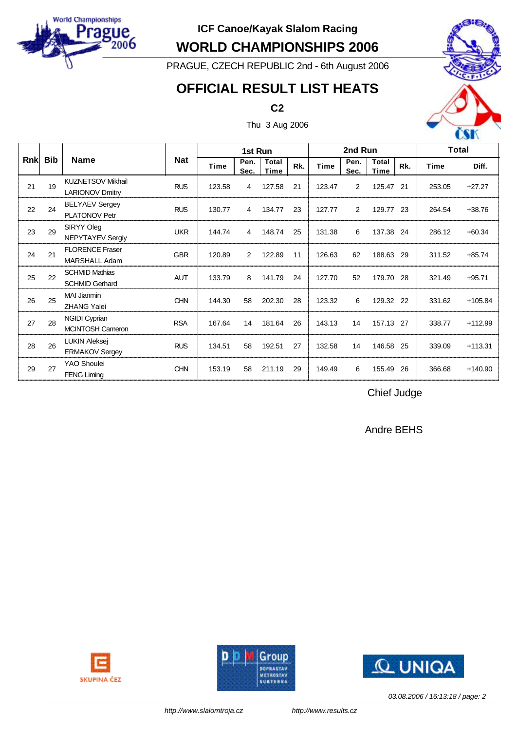ICF Canoe/Kayak Slalom Racing

# WORLD CHAMPIONSHIPS 2006

PRAGUE, CZECH REPUBLIC 2nd - 6th August 2006

## OFFICIAL RESULT LIST HEATS

### C2

Thu 3 Aug 2006

| Rnk | Bib | Name | Nat | 1st Run | | | | 2nd Run | | | | Total | |
|---|---|---|---|---|---|---|---|---|---|---|---|---|---|
| | | | | Time | Pen. Sec. | Total Time | Rk. | Time | Pen. Sec. | Total Time | Rk. | Time | Diff. |
| 21 | 19 | KUZNETSOV Mikhail<br>LARIONOV Dmitry | RUS | 123.58 | 4 | 127.58 | 21 | 123.47 | 2 | 125.47 | 21 | 253.05 | +27.27 |
| 22 | 24 | BELYAEV Sergey<br>PLATONOV Petr | RUS | 130.77 | 4 | 134.77 | 23 | 127.77 | 2 | 129.77 | 23 | 264.54 | +38.76 |
| 23 | 29 | SIRYY Oleg<br>NEPYTAYEV Sergiy | UKR | 144.74 | 4 | 148.74 | 25 | 131.38 | 6 | 137.38 | 24 | 286.12 | +60.34 |
| 24 | 21 | FLORENCE Fraser<br>MARSHALL Adam | GBR | 120.89 | 2 | 122.89 | 11 | 126.63 | 62 | 188.63 | 29 | 311.52 | +85.74 |
| 25 | 22 | SCHMID Mathias<br>SCHMID Gerhard | AUT | 133.79 | 8 | 141.79 | 24 | 127.70 | 52 | 179.70 | 28 | 321.49 | +95.71 |
| 26 | 25 | MAI Jianmin<br>ZHANG Yalei | CHN | 144.30 | 58 | 202.30 | 28 | 123.32 | 6 | 129.32 | 22 | 331.62 | +105.84 |
| 27 | 28 | NGIDI Cyprian<br>MCINTOSH Cameron | RSA | 167.64 | 14 | 181.64 | 26 | 143.13 | 14 | 157.13 | 27 | 338.77 | +112.99 |
| 28 | 26 | LUKIN Aleksej<br>ERMAKOV Sergey | RUS | 134.51 | 58 | 192.51 | 27 | 132.58 | 14 | 146.58 | 25 | 339.09 | +113.31 |
| 29 | 27 | YAO Shoulei<br>FENG Liming | CHN | 153.19 | 58 | 211.19 | 29 | 149.49 | 6 | 155.49 | 26 | 366.68 | +140.90 |

Chief Judge

Andre BEHS

SKUPINA ČEZ

DPM Group DOPRASTAV METROSTAV SUBTERRA

UNIQA

*03.08.2006 / 16:13:18 / page: 2*

*http://www.slalomtroja.cz* *http://www.results.cz*